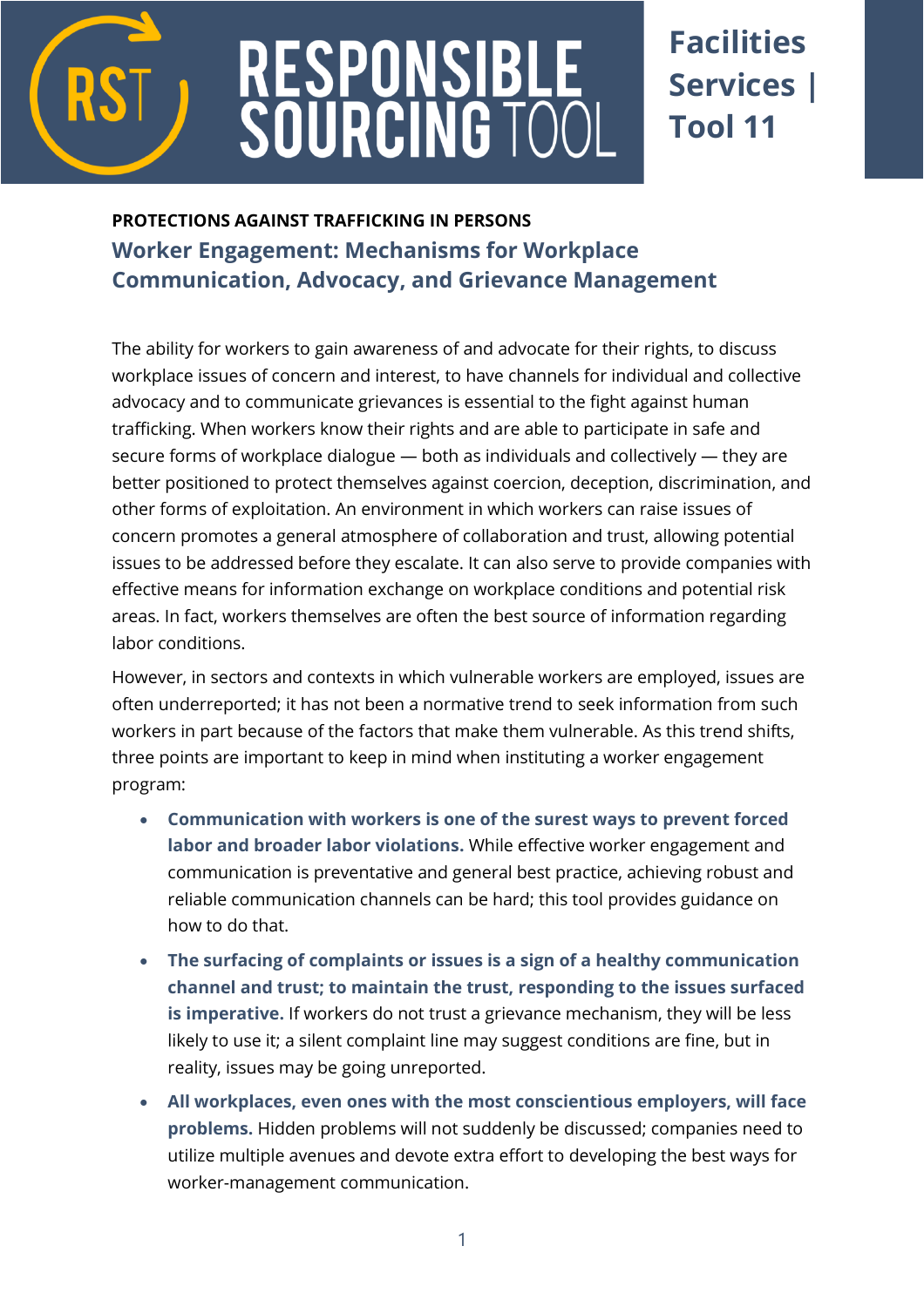RESPONSIBLE SOURCING TOOL

Facilities Services | Tool 11

**PROTECTIONS AGAINST TRAFFICKING IN PERSONS**

# Worker Engagement: Mechanisms for Workplace Communication, Advocacy, and Grievance Management

The ability for workers to gain awareness of and advocate for their rights, to discuss workplace issues of concern and interest, to have channels for individual and collective advocacy and to communicate grievances is essential to the fight against human trafficking. When workers know their rights and are able to participate in safe and secure forms of workplace dialogue — both as individuals and collectively — they are better positioned to protect themselves against coercion, deception, discrimination, and other forms of exploitation. An environment in which workers can raise issues of concern promotes a general atmosphere of collaboration and trust, allowing potential issues to be addressed before they escalate. It can also serve to provide companies with effective means for information exchange on workplace conditions and potential risk areas. In fact, workers themselves are often the best source of information regarding labor conditions.

However, in sectors and contexts in which vulnerable workers are employed, issues are often underreported; it has not been a normative trend to seek information from such workers in part because of the factors that make them vulnerable. As this trend shifts, three points are important to keep in mind when instituting a worker engagement program:

- **Communication with workers is one of the surest ways to prevent forced labor and broader labor violations.** While effective worker engagement and communication is preventative and general best practice, achieving robust and reliable communication channels can be hard; this tool provides guidance on how to do that.
- **The surfacing of complaints or issues is a sign of a healthy communication channel and trust; to maintain the trust, responding to the issues surfaced is imperative.** If workers do not trust a grievance mechanism, they will be less likely to use it; a silent complaint line may suggest conditions are fine, but in reality, issues may be going unreported.
- **All workplaces, even ones with the most conscientious employers, will face problems.** Hidden problems will not suddenly be discussed; companies need to utilize multiple avenues and devote extra effort to developing the best ways for worker-management communication.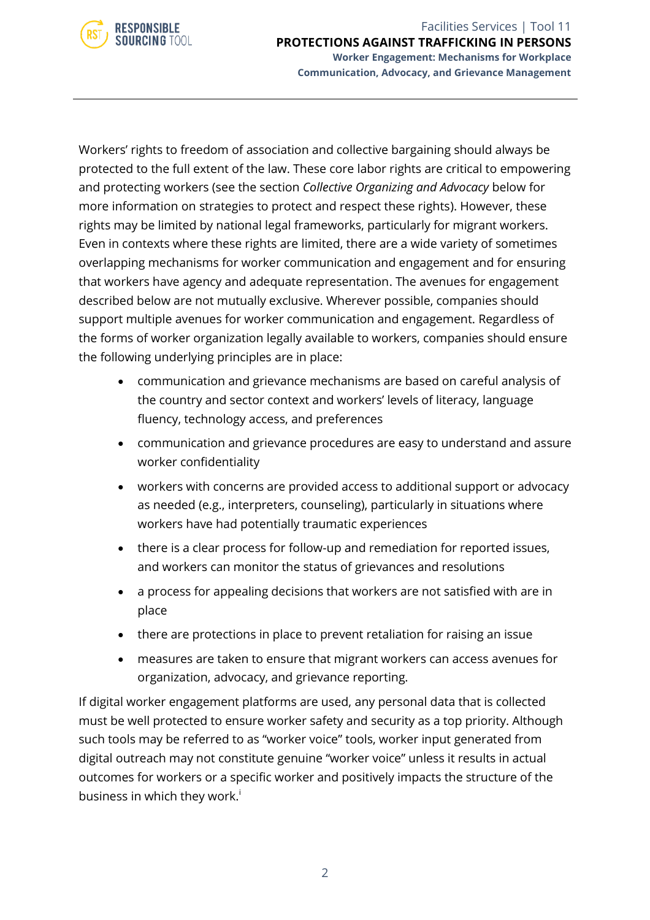Workers' rights to freedom of association and collective bargaining should always be protected to the full extent of the law. These core labor rights are critical to empowering and protecting workers (see the section *Collective Organizing and Advocacy* below for more information on strategies to protect and respect these rights). However, these rights may be limited by national legal frameworks, particularly for migrant workers. Even in contexts where these rights are limited, there are a wide variety of sometimes overlapping mechanisms for worker communication and engagement and for ensuring that workers have agency and adequate representation. The avenues for engagement described below are not mutually exclusive. Wherever possible, companies should support multiple avenues for worker communication and engagement. Regardless of the forms of worker organization legally available to workers, companies should ensure the following underlying principles are in place:

- communication and grievance mechanisms are based on careful analysis of the country and sector context and workers' levels of literacy, language fluency, technology access, and preferences
- communication and grievance procedures are easy to understand and assure worker confidentiality
- workers with concerns are provided access to additional support or advocacy as needed (e.g., interpreters, counseling), particularly in situations where workers have had potentially traumatic experiences
- there is a clear process for follow-up and remediation for reported issues, and workers can monitor the status of grievances and resolutions
- a process for appealing decisions that workers are not satisfied with are in place
- there are protections in place to prevent retaliation for raising an issue
- measures are taken to ensure that migrant workers can access avenues for organization, advocacy, and grievance reporting.

If digital worker engagement platforms are used, any personal data that is collected must be well protected to ensure worker safety and security as a top priority. Although such tools may be referred to as "worker voice" tools, worker input generated from digital outreach may not constitute genuine "worker voice" unless it results in actual outcomes for workers or a specific worker and positively impacts the structure of the business in which they work.[i]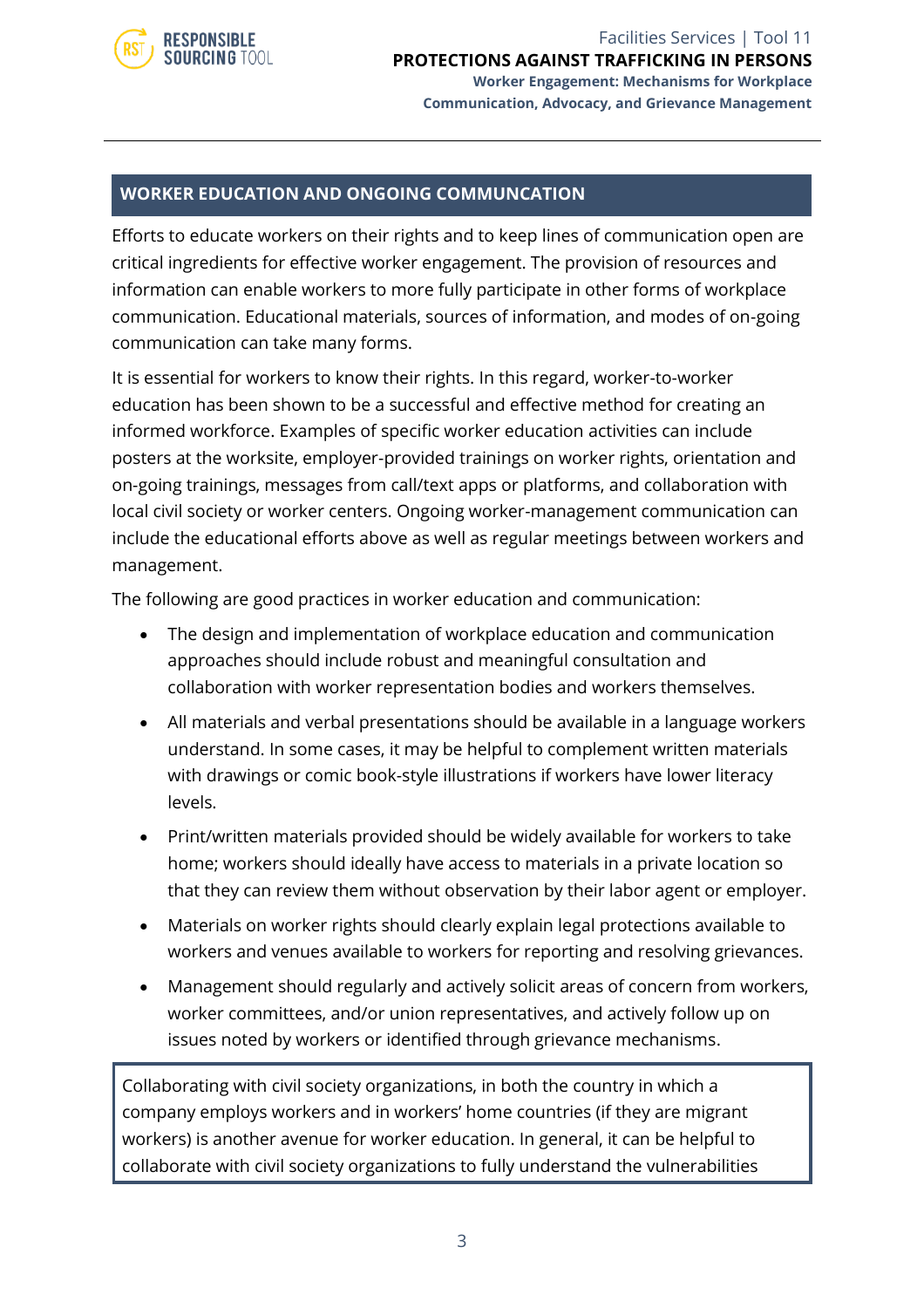## WORKER EDUCATION AND ONGOING COMMUNCATION

Efforts to educate workers on their rights and to keep lines of communication open are critical ingredients for effective worker engagement. The provision of resources and information can enable workers to more fully participate in other forms of workplace communication. Educational materials, sources of information, and modes of on-going communication can take many forms.

It is essential for workers to know their rights. In this regard, worker-to-worker education has been shown to be a successful and effective method for creating an informed workforce. Examples of specific worker education activities can include posters at the worksite, employer-provided trainings on worker rights, orientation and on-going trainings, messages from call/text apps or platforms, and collaboration with local civil society or worker centers. Ongoing worker-management communication can include the educational efforts above as well as regular meetings between workers and management.

The following are good practices in worker education and communication:

- The design and implementation of workplace education and communication approaches should include robust and meaningful consultation and collaboration with worker representation bodies and workers themselves.
- All materials and verbal presentations should be available in a language workers understand. In some cases, it may be helpful to complement written materials with drawings or comic book-style illustrations if workers have lower literacy levels.
- Print/written materials provided should be widely available for workers to take home; workers should ideally have access to materials in a private location so that they can review them without observation by their labor agent or employer.
- Materials on worker rights should clearly explain legal protections available to workers and venues available to workers for reporting and resolving grievances.
- Management should regularly and actively solicit areas of concern from workers, worker committees, and/or union representatives, and actively follow up on issues noted by workers or identified through grievance mechanisms.

Collaborating with civil society organizations, in both the country in which a company employs workers and in workers' home countries (if they are migrant workers) is another avenue for worker education. In general, it can be helpful to collaborate with civil society organizations to fully understand the vulnerabilities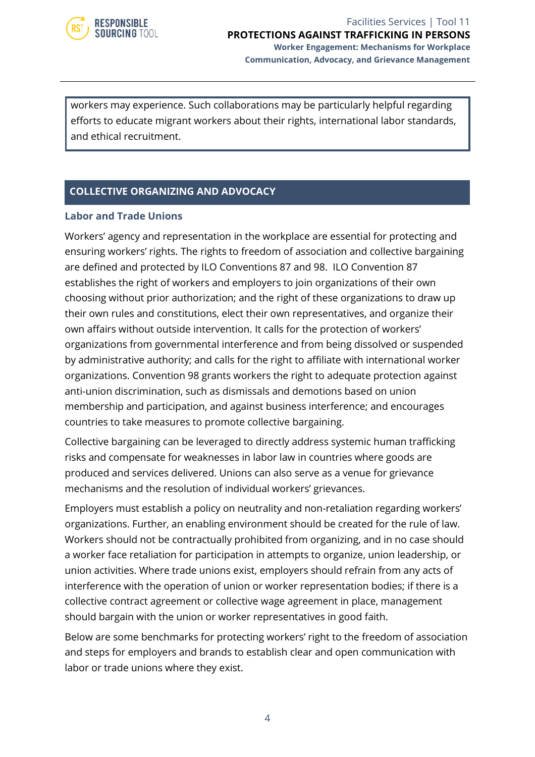workers may experience. Such collaborations may be particularly helpful regarding efforts to educate migrant workers about their rights, international labor standards, and ethical recruitment.

## COLLECTIVE ORGANIZING AND ADVOCACY

### Labor and Trade Unions

Workers' agency and representation in the workplace are essential for protecting and ensuring workers' rights. The rights to freedom of association and collective bargaining are defined and protected by ILO Conventions 87 and 98. ILO Convention 87 establishes the right of workers and employers to join organizations of their own choosing without prior authorization; and the right of these organizations to draw up their own rules and constitutions, elect their own representatives, and organize their own affairs without outside intervention. It calls for the protection of workers' organizations from governmental interference and from being dissolved or suspended by administrative authority; and calls for the right to affiliate with international worker organizations. Convention 98 grants workers the right to adequate protection against anti-union discrimination, such as dismissals and demotions based on union membership and participation, and against business interference; and encourages countries to take measures to promote collective bargaining.

Collective bargaining can be leveraged to directly address systemic human trafficking risks and compensate for weaknesses in labor law in countries where goods are produced and services delivered. Unions can also serve as a venue for grievance mechanisms and the resolution of individual workers' grievances.

Employers must establish a policy on neutrality and non-retaliation regarding workers' organizations. Further, an enabling environment should be created for the rule of law. Workers should not be contractually prohibited from organizing, and in no case should a worker face retaliation for participation in attempts to organize, union leadership, or union activities. Where trade unions exist, employers should refrain from any acts of interference with the operation of union or worker representation bodies; if there is a collective contract agreement or collective wage agreement in place, management should bargain with the union or worker representatives in good faith.

Below are some benchmarks for protecting workers' right to the freedom of association and steps for employers and brands to establish clear and open communication with labor or trade unions where they exist.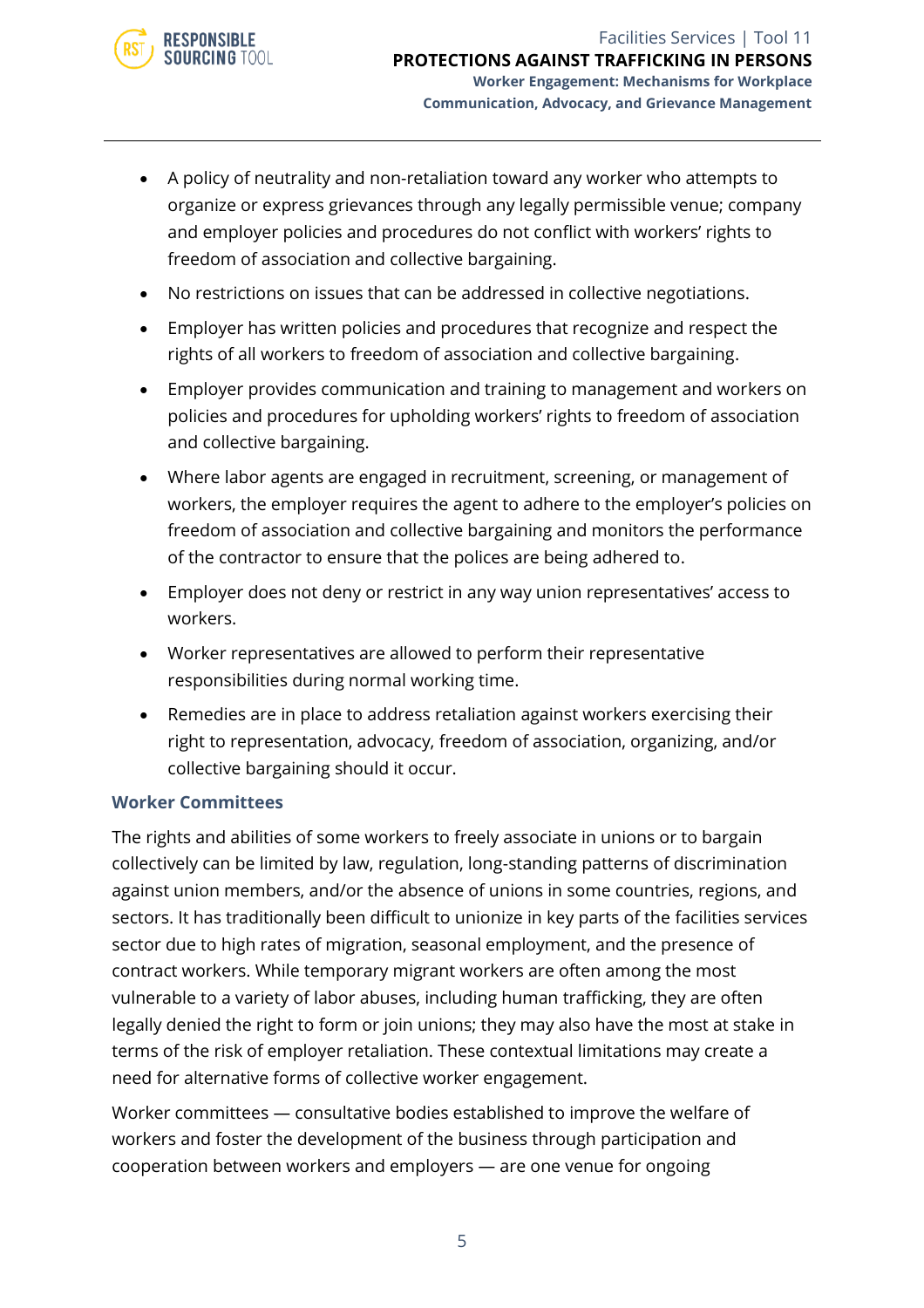- A policy of neutrality and non-retaliation toward any worker who attempts to organize or express grievances through any legally permissible venue; company and employer policies and procedures do not conflict with workers' rights to freedom of association and collective bargaining.
- No restrictions on issues that can be addressed in collective negotiations.
- Employer has written policies and procedures that recognize and respect the rights of all workers to freedom of association and collective bargaining.
- Employer provides communication and training to management and workers on policies and procedures for upholding workers' rights to freedom of association and collective bargaining.
- Where labor agents are engaged in recruitment, screening, or management of workers, the employer requires the agent to adhere to the employer's policies on freedom of association and collective bargaining and monitors the performance of the contractor to ensure that the polices are being adhered to.
- Employer does not deny or restrict in any way union representatives' access to workers.
- Worker representatives are allowed to perform their representative responsibilities during normal working time.
- Remedies are in place to address retaliation against workers exercising their right to representation, advocacy, freedom of association, organizing, and/or collective bargaining should it occur.

### Worker Committees

The rights and abilities of some workers to freely associate in unions or to bargain collectively can be limited by law, regulation, long-standing patterns of discrimination against union members, and/or the absence of unions in some countries, regions, and sectors. It has traditionally been difficult to unionize in key parts of the facilities services sector due to high rates of migration, seasonal employment, and the presence of contract workers. While temporary migrant workers are often among the most vulnerable to a variety of labor abuses, including human trafficking, they are often legally denied the right to form or join unions; they may also have the most at stake in terms of the risk of employer retaliation. These contextual limitations may create a need for alternative forms of collective worker engagement.

Worker committees — consultative bodies established to improve the welfare of workers and foster the development of the business through participation and cooperation between workers and employers — are one venue for ongoing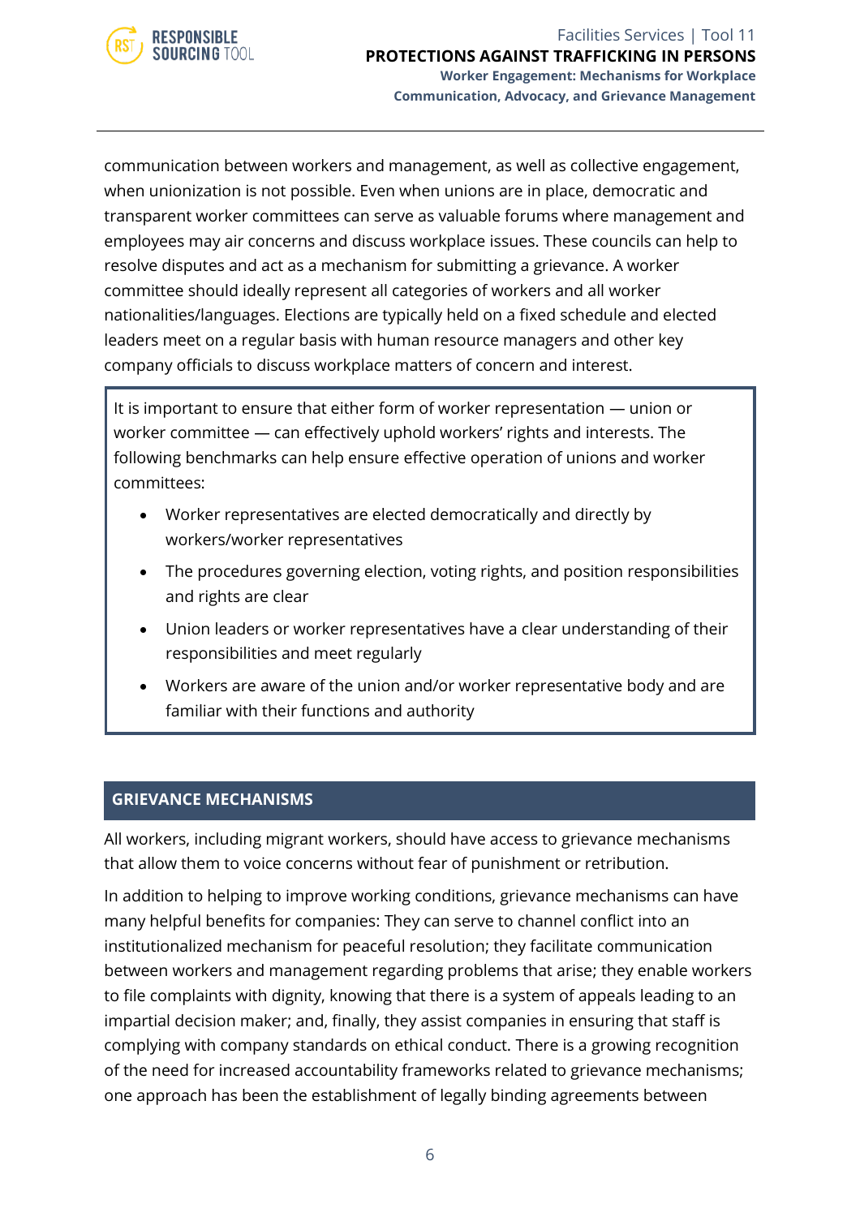communication between workers and management, as well as collective engagement, when unionization is not possible. Even when unions are in place, democratic and transparent worker committees can serve as valuable forums where management and employees may air concerns and discuss workplace issues. These councils can help to resolve disputes and act as a mechanism for submitting a grievance. A worker committee should ideally represent all categories of workers and all worker nationalities/languages. Elections are typically held on a fixed schedule and elected leaders meet on a regular basis with human resource managers and other key company officials to discuss workplace matters of concern and interest.

It is important to ensure that either form of worker representation — union or worker committee — can effectively uphold workers' rights and interests. The following benchmarks can help ensure effective operation of unions and worker committees:

- Worker representatives are elected democratically and directly by workers/worker representatives
- The procedures governing election, voting rights, and position responsibilities and rights are clear
- Union leaders or worker representatives have a clear understanding of their responsibilities and meet regularly
- Workers are aware of the union and/or worker representative body and are familiar with their functions and authority

## GRIEVANCE MECHANISMS

All workers, including migrant workers, should have access to grievance mechanisms that allow them to voice concerns without fear of punishment or retribution.

In addition to helping to improve working conditions, grievance mechanisms can have many helpful benefits for companies: They can serve to channel conflict into an institutionalized mechanism for peaceful resolution; they facilitate communication between workers and management regarding problems that arise; they enable workers to file complaints with dignity, knowing that there is a system of appeals leading to an impartial decision maker; and, finally, they assist companies in ensuring that staff is complying with company standards on ethical conduct. There is a growing recognition of the need for increased accountability frameworks related to grievance mechanisms; one approach has been the establishment of legally binding agreements between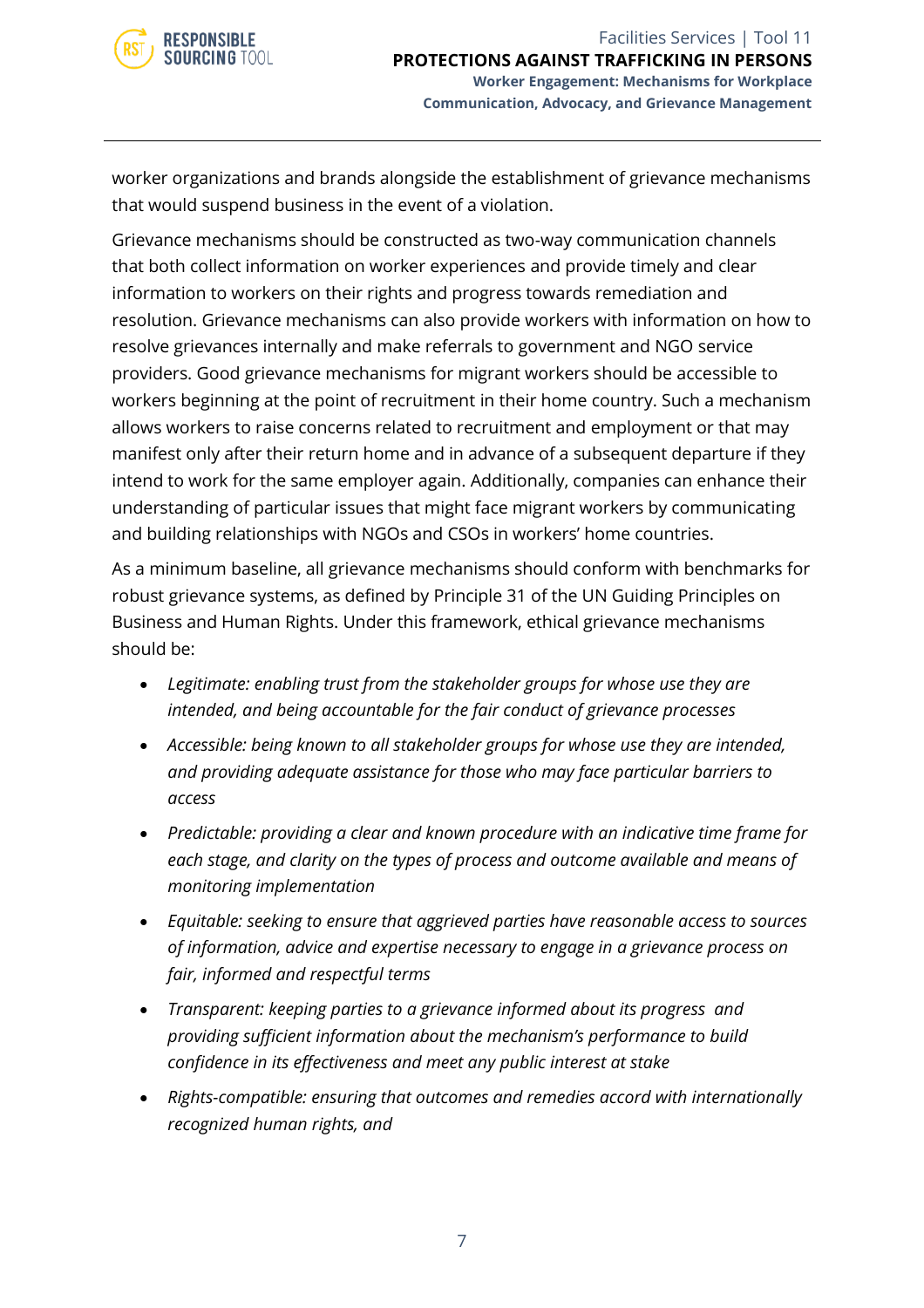worker organizations and brands alongside the establishment of grievance mechanisms that would suspend business in the event of a violation.

Grievance mechanisms should be constructed as two-way communication channels that both collect information on worker experiences and provide timely and clear information to workers on their rights and progress towards remediation and resolution. Grievance mechanisms can also provide workers with information on how to resolve grievances internally and make referrals to government and NGO service providers. Good grievance mechanisms for migrant workers should be accessible to workers beginning at the point of recruitment in their home country. Such a mechanism allows workers to raise concerns related to recruitment and employment or that may manifest only after their return home and in advance of a subsequent departure if they intend to work for the same employer again. Additionally, companies can enhance their understanding of particular issues that might face migrant workers by communicating and building relationships with NGOs and CSOs in workers' home countries.

As a minimum baseline, all grievance mechanisms should conform with benchmarks for robust grievance systems, as defined by Principle 31 of the UN Guiding Principles on Business and Human Rights. Under this framework, ethical grievance mechanisms should be:

- *Legitimate: enabling trust from the stakeholder groups for whose use they are intended, and being accountable for the fair conduct of grievance processes*
- *Accessible: being known to all stakeholder groups for whose use they are intended, and providing adequate assistance for those who may face particular barriers to access*
- *Predictable: providing a clear and known procedure with an indicative time frame for each stage, and clarity on the types of process and outcome available and means of monitoring implementation*
- *Equitable: seeking to ensure that aggrieved parties have reasonable access to sources of information, advice and expertise necessary to engage in a grievance process on fair, informed and respectful terms*
- *Transparent: keeping parties to a grievance informed about its progress and providing sufficient information about the mechanism's performance to build confidence in its effectiveness and meet any public interest at stake*
- *Rights-compatible: ensuring that outcomes and remedies accord with internationally recognized human rights, and*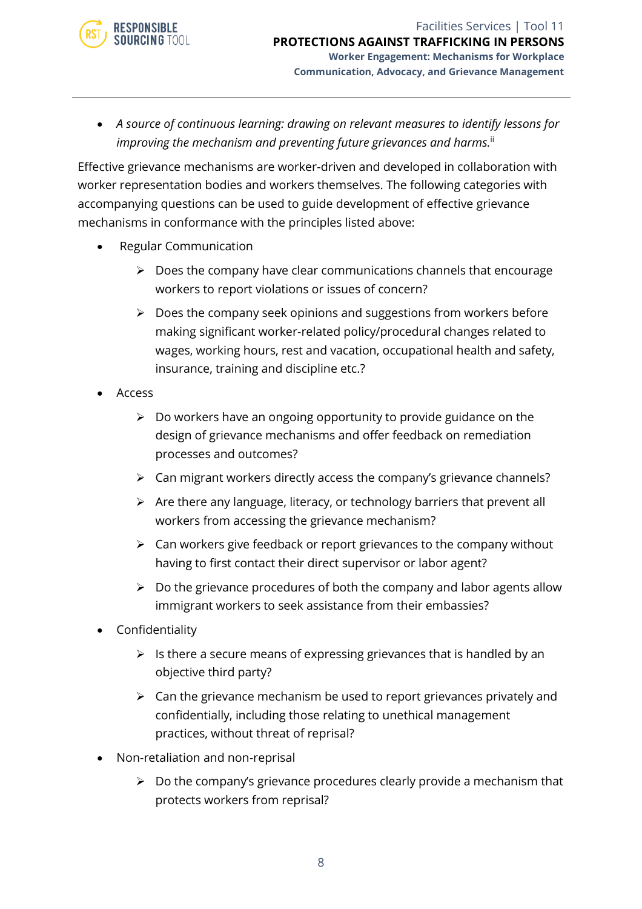- *A source of continuous learning: drawing on relevant measures to identify lessons for improving the mechanism and preventing future grievances and harms.*[ii]

Effective grievance mechanisms are worker-driven and developed in collaboration with worker representation bodies and workers themselves. The following categories with accompanying questions can be used to guide development of effective grievance mechanisms in conformance with the principles listed above:

- Regular Communication
  - Does the company have clear communications channels that encourage workers to report violations or issues of concern?
  - Does the company seek opinions and suggestions from workers before making significant worker-related policy/procedural changes related to wages, working hours, rest and vacation, occupational health and safety, insurance, training and discipline etc.?
- Access
  - Do workers have an ongoing opportunity to provide guidance on the design of grievance mechanisms and offer feedback on remediation processes and outcomes?
  - Can migrant workers directly access the company's grievance channels?
  - Are there any language, literacy, or technology barriers that prevent all workers from accessing the grievance mechanism?
  - Can workers give feedback or report grievances to the company without having to first contact their direct supervisor or labor agent?
  - Do the grievance procedures of both the company and labor agents allow immigrant workers to seek assistance from their embassies?
- Confidentiality
  - Is there a secure means of expressing grievances that is handled by an objective third party?
  - Can the grievance mechanism be used to report grievances privately and confidentially, including those relating to unethical management practices, without threat of reprisal?
- Non-retaliation and non-reprisal
  - Do the company's grievance procedures clearly provide a mechanism that protects workers from reprisal?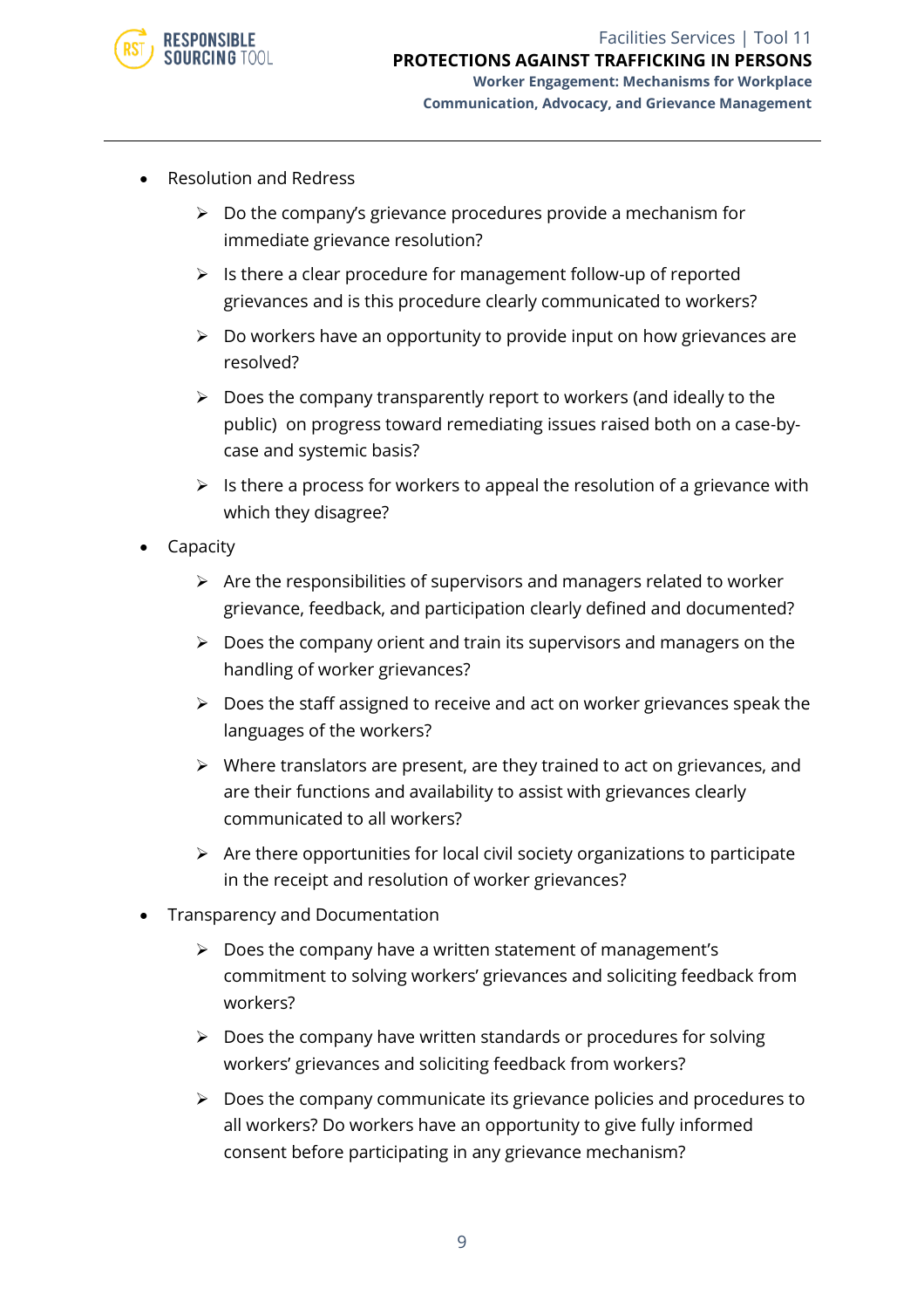- Resolution and Redress
    - Do the company's grievance procedures provide a mechanism for immediate grievance resolution?
    - Is there a clear procedure for management follow-up of reported grievances and is this procedure clearly communicated to workers?
    - Do workers have an opportunity to provide input on how grievances are resolved?
    - Does the company transparently report to workers (and ideally to the public) on progress toward remediating issues raised both on a case-by-case and systemic basis?
    - Is there a process for workers to appeal the resolution of a grievance with which they disagree?
- Capacity
    - Are the responsibilities of supervisors and managers related to worker grievance, feedback, and participation clearly defined and documented?
    - Does the company orient and train its supervisors and managers on the handling of worker grievances?
    - Does the staff assigned to receive and act on worker grievances speak the languages of the workers?
    - Where translators are present, are they trained to act on grievances, and are their functions and availability to assist with grievances clearly communicated to all workers?
    - Are there opportunities for local civil society organizations to participate in the receipt and resolution of worker grievances?
- Transparency and Documentation
    - Does the company have a written statement of management's commitment to solving workers' grievances and soliciting feedback from workers?
    - Does the company have written standards or procedures for solving workers' grievances and soliciting feedback from workers?
    - Does the company communicate its grievance policies and procedures to all workers? Do workers have an opportunity to give fully informed consent before participating in any grievance mechanism?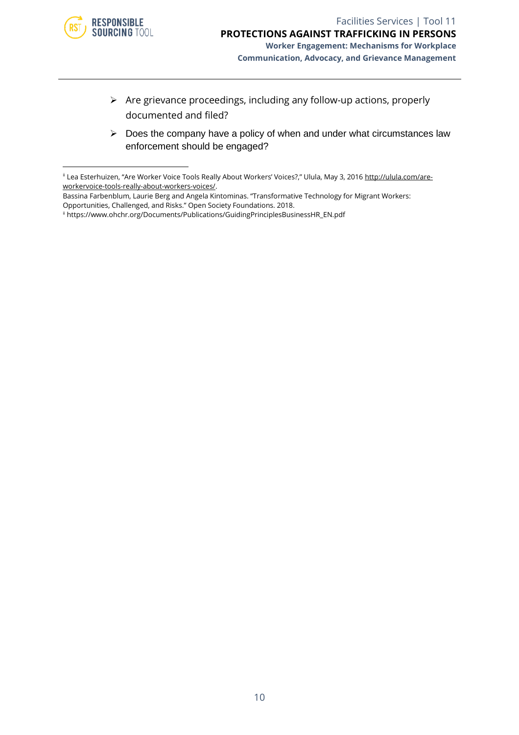- Are grievance proceedings, including any follow-up actions, properly documented and filed?
- Does the company have a policy of when and under what circumstances law enforcement should be engaged?

---

[ii] Lea Esterhuizen, "Are Worker Voice Tools Really About Workers' Voices?," Ulula, May 3, 2016 http://ulula.com/are-workervoice-tools-really-about-workers-voices/.

Bassina Farbenblum, Laurie Berg and Angela Kintominas. "Transformative Technology for Migrant Workers: Opportunities, Challenged, and Risks." Open Society Foundations. 2018.

[ii] https://www.ohchr.org/Documents/Publications/GuidingPrinciplesBusinessHR_EN.pdf